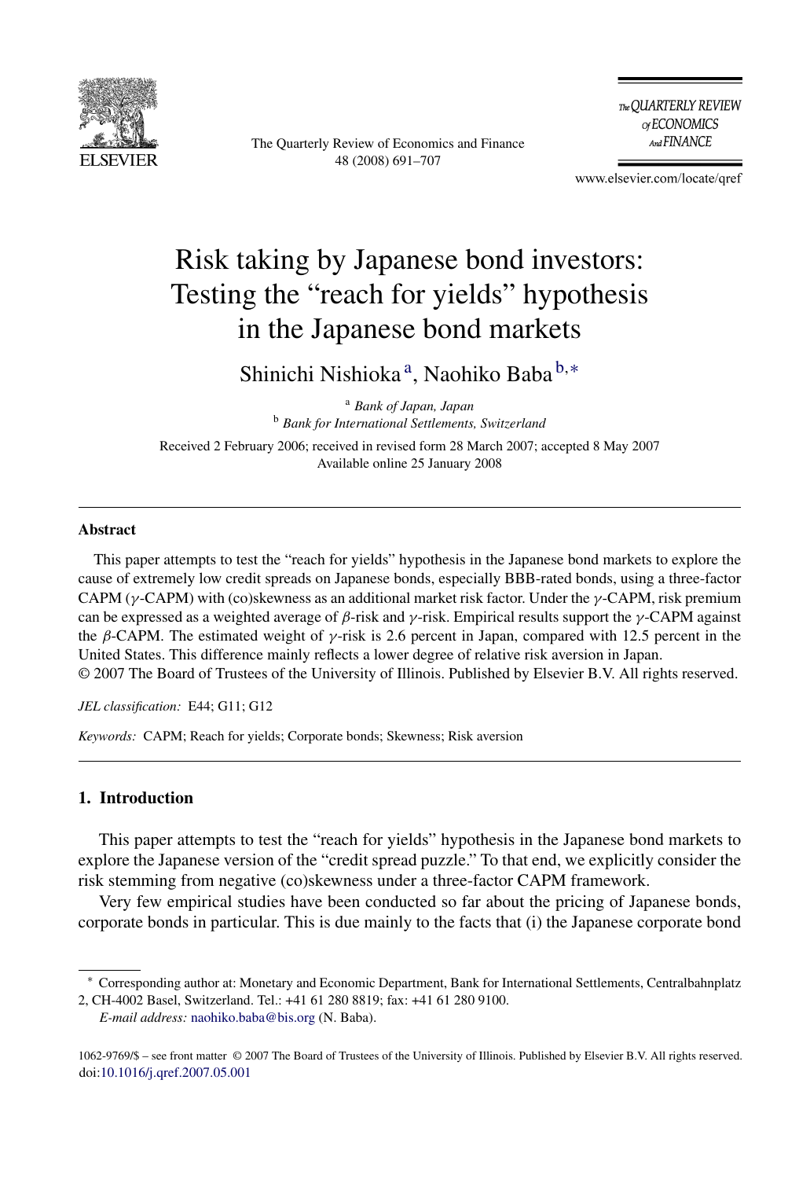# Risk taking by Japanese bond investors: Testing the "reach for yields" hypothesis in the Japanese bond markets

Shinichi Nishioka [a], Naohiko Baba [b,*]

[a] *Bank of Japan, Japan*
[b] *Bank for International Settlements, Switzerland*

Received 2 February 2006; received in revised form 28 March 2007; accepted 8 May 2007
Available online 25 January 2008

## Abstract

This paper attempts to test the "reach for yields" hypothesis in the Japanese bond markets to explore the cause of extremely low credit spreads on Japanese bonds, especially BBB-rated bonds, using a three-factor CAPM ($\gamma$-CAPM) with (co)skewness as an additional market risk factor. Under the $\gamma$-CAPM, risk premium can be expressed as a weighted average of $\beta$-risk and $\gamma$-risk. Empirical results support the $\gamma$-CAPM against the $\beta$-CAPM. The estimated weight of $\gamma$-risk is 2.6 percent in Japan, compared with 12.5 percent in the United States. This difference mainly reflects a lower degree of relative risk aversion in Japan.
© 2007 The Board of Trustees of the University of Illinois. Published by Elsevier B.V. All rights reserved.

*JEL classification:* E44; G11; G12

*Keywords:* CAPM; Reach for yields; Corporate bonds; Skewness; Risk aversion

## 1. Introduction

This paper attempts to test the "reach for yields" hypothesis in the Japanese bond markets to explore the Japanese version of the "credit spread puzzle." To that end, we explicitly consider the risk stemming from negative (co)skewness under a three-factor CAPM framework.

Very few empirical studies have been conducted so far about the pricing of Japanese bonds, corporate bonds in particular. This is due mainly to the facts that (i) the Japanese corporate bond

---

* Corresponding author at: Monetary and Economic Department, Bank for International Settlements, Centralbahnplatz 2, CH-4002 Basel, Switzerland. Tel.: +41 61 280 8819; fax: +41 61 280 9100.
*E-mail address:* naohiko.baba@bis.org (N. Baba).

1062-9769/$ – see front matter © 2007 The Board of Trustees of the University of Illinois. Published by Elsevier B.V. All rights reserved.
doi:10.1016/j.qref.2007.05.001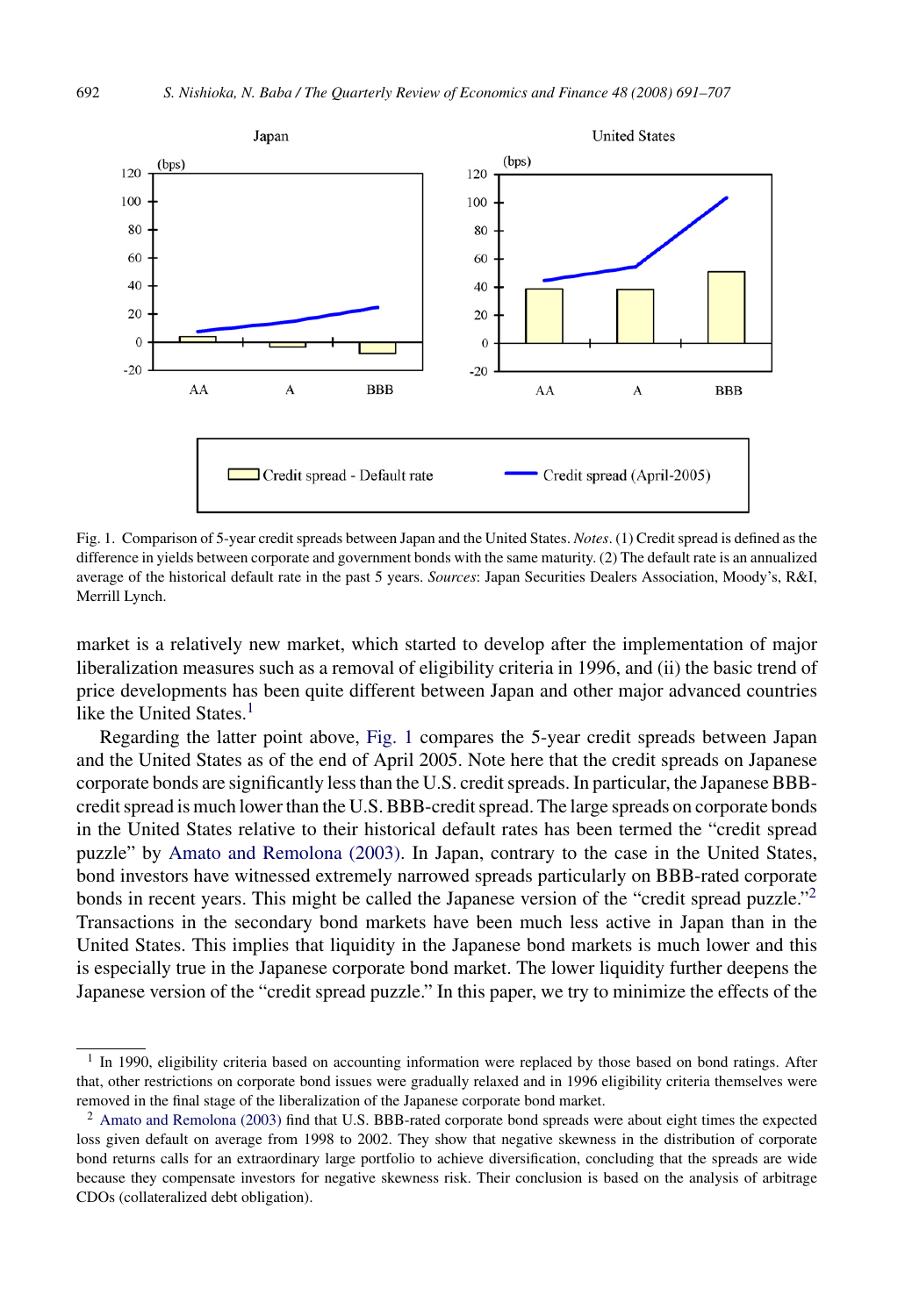Fig. 1. Comparison of 5-year credit spreads between Japan and the United States. *Notes*. (1) Credit spread is defined as the difference in yields between corporate and government bonds with the same maturity. (2) The default rate is an annualized average of the historical default rate in the past 5 years. *Sources*: Japan Securities Dealers Association, Moody's, R&I, Merrill Lynch.

market is a relatively new market, which started to develop after the implementation of major liberalization measures such as a removal of eligibility criteria in 1996, and (ii) the basic trend of price developments has been quite different between Japan and other major advanced countries like the United States.[1]

Regarding the latter point above, Fig. 1 compares the 5-year credit spreads between Japan and the United States as of the end of April 2005. Note here that the credit spreads on Japanese corporate bonds are significantly less than the U.S. credit spreads. In particular, the Japanese BBB-credit spread is much lower than the U.S. BBB-credit spread. The large spreads on corporate bonds in the United States relative to their historical default rates has been termed the "credit spread puzzle" by Amato and Remolona (2003). In Japan, contrary to the case in the United States, bond investors have witnessed extremely narrowed spreads particularly on BBB-rated corporate bonds in recent years. This might be called the Japanese version of the "credit spread puzzle."[2] Transactions in the secondary bond markets have been much less active in Japan than in the United States. This implies that liquidity in the Japanese bond markets is much lower and this is especially true in the Japanese corporate bond market. The lower liquidity further deepens the Japanese version of the "credit spread puzzle." In this paper, we try to minimize the effects of the

---

[1] In 1990, eligibility criteria based on accounting information were replaced by those based on bond ratings. After that, other restrictions on corporate bond issues were gradually relaxed and in 1996 eligibility criteria themselves were removed in the final stage of the liberalization of the Japanese corporate bond market.

[2] Amato and Remolona (2003) find that U.S. BBB-rated corporate bond spreads were about eight times the expected loss given default on average from 1998 to 2002. They show that negative skewness in the distribution of corporate bond returns calls for an extraordinary large portfolio to achieve diversification, concluding that the spreads are wide because they compensate investors for negative skewness risk. Their conclusion is based on the analysis of arbitrage CDOs (collateralized debt obligation).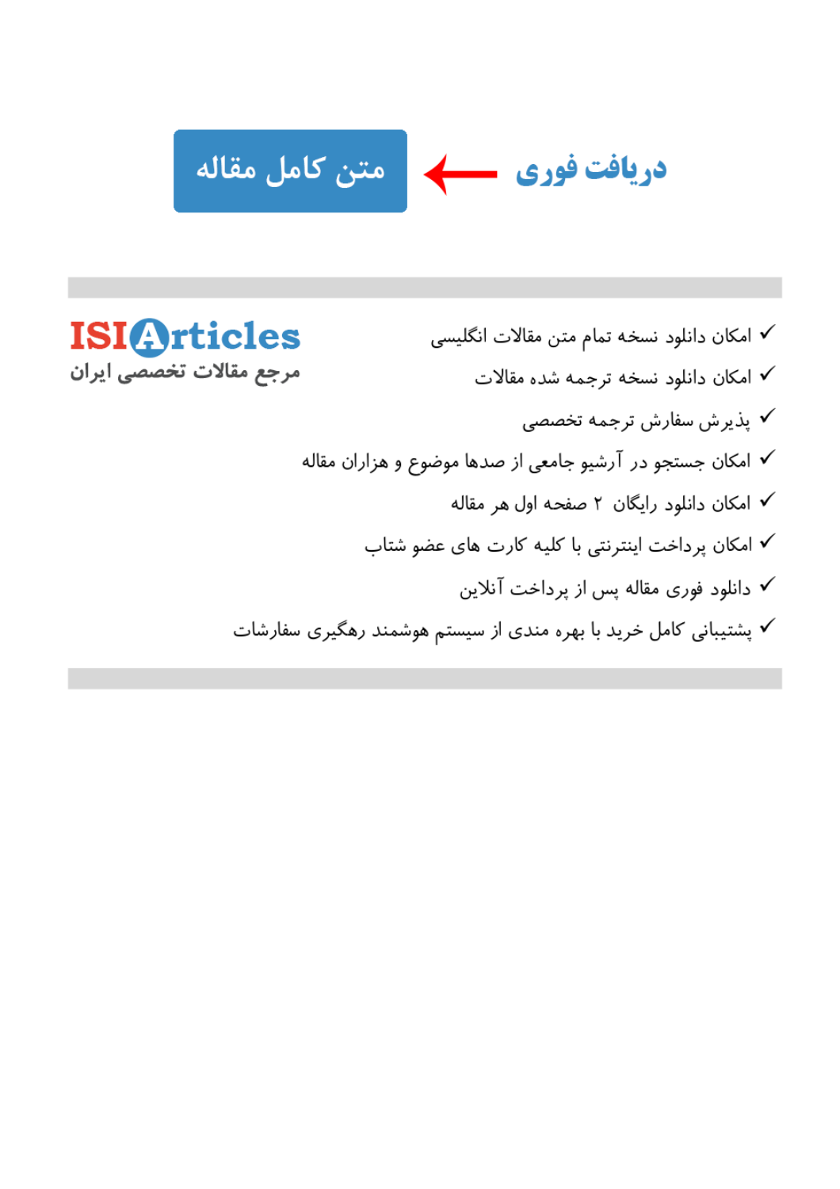دریافت فوری ← متن کامل مقاله

**ISIArticles**
مرجع مقالات تخصصی ایران

- ✓ امکان دانلود نسخه تمام متن مقالات انگلیسی
- ✓ امکان دانلود نسخه ترجمه شده مقالات
- ✓ پذیرش سفارش ترجمه تخصصی
- ✓ امکان جستجو در آرشیو جامعی از صدها موضوع و هزاران مقاله
- ✓ امکان دانلود رایگان ۲ صفحه اول هر مقاله
- ✓ امکان پرداخت اینترنتی با کلیه کارت های عضو شتاب
- ✓ دانلود فوری مقاله پس از پرداخت آنلاین
- ✓ پشتیبانی کامل خرید با بهره مندی از سیستم هوشمند رهگیری سفارشات